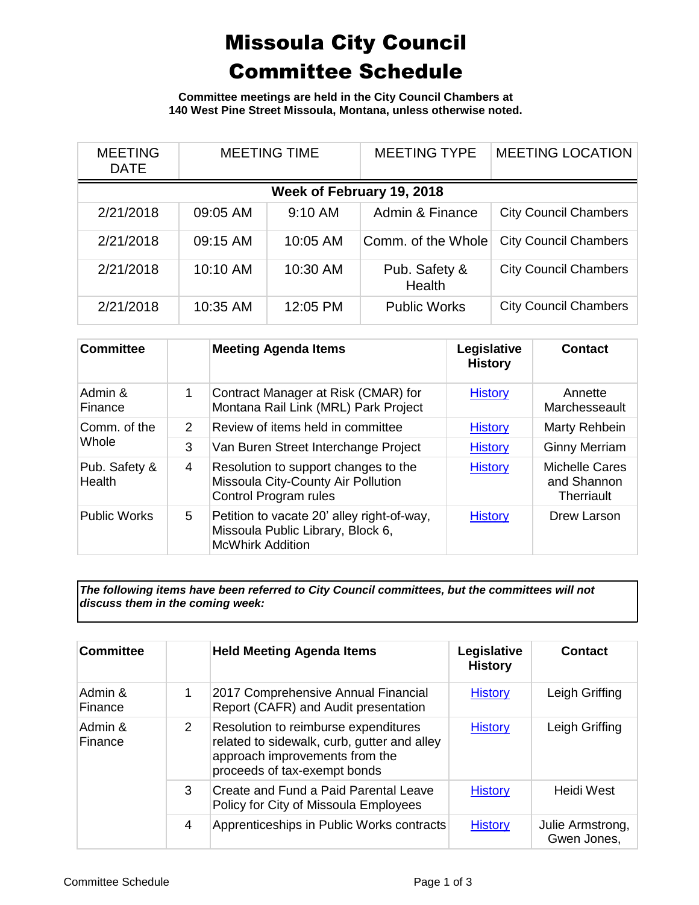# Missoula City Council Committee Schedule

**Committee meetings are held in the City Council Chambers at 140 West Pine Street Missoula, Montana, unless otherwise noted.**

| MEETING DATE | MEETING TIME | | MEETING TYPE | MEETING LOCATION |
|---|---|---|---|---|
| **Week of February 19, 2018** | | | | |
| 2/21/2018 | 09:05 AM | 9:10 AM | Admin & Finance | City Council Chambers |
| 2/21/2018 | 09:15 AM | 10:05 AM | Comm. of the Whole | City Council Chambers |
| 2/21/2018 | 10:10 AM | 10:30 AM | Pub. Safety & Health | City Council Chambers |
| 2/21/2018 | 10:35 AM | 12:05 PM | Public Works | City Council Chambers |

| Committee | | Meeting Agenda Items | Legislative History | Contact |
|---|---|---|---|---|
| Admin & Finance | 1 | Contract Manager at Risk (CMAR) for Montana Rail Link (MRL) Park Project | History | Annette Marchesseault |
| Comm. of the Whole | 2 | Review of items held in committee | History | Marty Rehbein |
| | 3 | Van Buren Street Interchange Project | History | Ginny Merriam |
| Pub. Safety & Health | 4 | Resolution to support changes to the Missoula City-County Air Pollution Control Program rules | History | Michelle Cares and Shannon Therriault |
| Public Works | 5 | Petition to vacate 20' alley right-of-way, Missoula Public Library, Block 6, McWhirk Addition | History | Drew Larson |

***The following items have been referred to City Council committees, but the committees will not discuss them in the coming week:***

| Committee | | Held Meeting Agenda Items | Legislative History | Contact |
|---|---|---|---|---|
| Admin & Finance | 1 | 2017 Comprehensive Annual Financial Report (CAFR) and Audit presentation | History | Leigh Griffing |
| Admin & Finance | 2 | Resolution to reimburse expenditures related to sidewalk, curb, gutter and alley approach improvements from the proceeds of tax-exempt bonds | History | Leigh Griffing |
| | 3 | Create and Fund a Paid Parental Leave Policy for City of Missoula Employees | History | Heidi West |
| | 4 | Apprenticeships in Public Works contracts | History | Julie Armstrong, Gwen Jones, |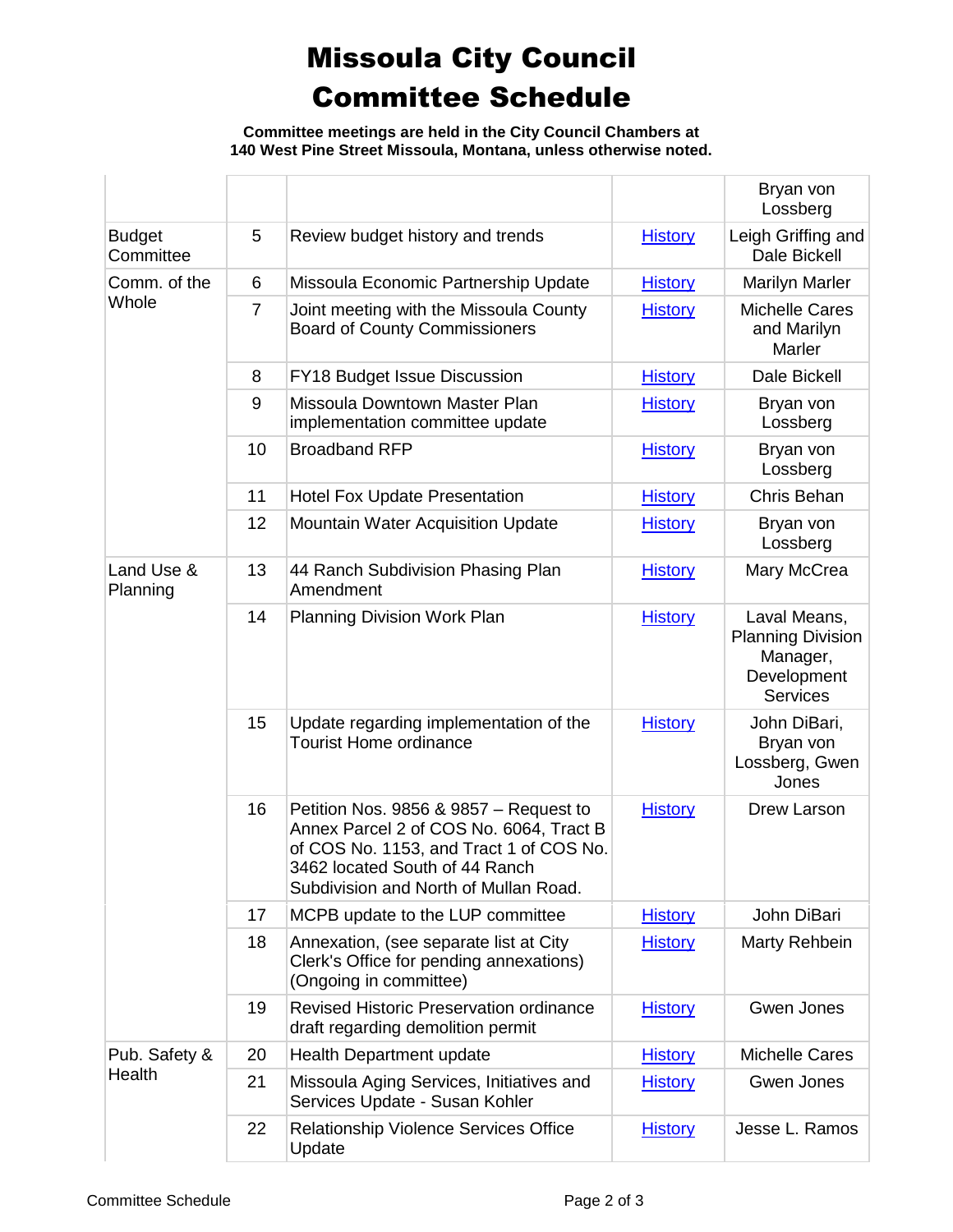# Missoula City Council Committee Schedule

**Committee meetings are held in the City Council Chambers at 140 West Pine Street Missoula, Montana, unless otherwise noted.**

| | | | | |
|---|---|---|---|---|
| | | | | Bryan von Lossberg |
| Budget Committee | 5 | Review budget history and trends | History | Leigh Griffing and Dale Bickell |
| Comm. of the Whole | 6 | Missoula Economic Partnership Update | History | Marilyn Marler |
| | 7 | Joint meeting with the Missoula County Board of County Commissioners | History | Michelle Cares and Marilyn Marler |
| | 8 | FY18 Budget Issue Discussion | History | Dale Bickell |
| | 9 | Missoula Downtown Master Plan implementation committee update | History | Bryan von Lossberg |
| | 10 | Broadband RFP | History | Bryan von Lossberg |
| | 11 | Hotel Fox Update Presentation | History | Chris Behan |
| | 12 | Mountain Water Acquisition Update | History | Bryan von Lossberg |
| Land Use & Planning | 13 | 44 Ranch Subdivision Phasing Plan Amendment | History | Mary McCrea |
| | 14 | Planning Division Work Plan | History | Laval Means, Planning Division Manager, Development Services |
| | 15 | Update regarding implementation of the Tourist Home ordinance | History | John DiBari, Bryan von Lossberg, Gwen Jones |
| | 16 | Petition Nos. 9856 & 9857 – Request to Annex Parcel 2 of COS No. 6064, Tract B of COS No. 1153, and Tract 1 of COS No. 3462 located South of 44 Ranch Subdivision and North of Mullan Road. | History | Drew Larson |
| | 17 | MCPB update to the LUP committee | History | John DiBari |
| | 18 | Annexation, (see separate list at City Clerk's Office for pending annexations) (Ongoing in committee) | History | Marty Rehbein |
| | 19 | Revised Historic Preservation ordinance draft regarding demolition permit | History | Gwen Jones |
| Pub. Safety & Health | 20 | Health Department update | History | Michelle Cares |
| | 21 | Missoula Aging Services, Initiatives and Services Update - Susan Kohler | History | Gwen Jones |
| | 22 | Relationship Violence Services Office Update | History | Jesse L. Ramos |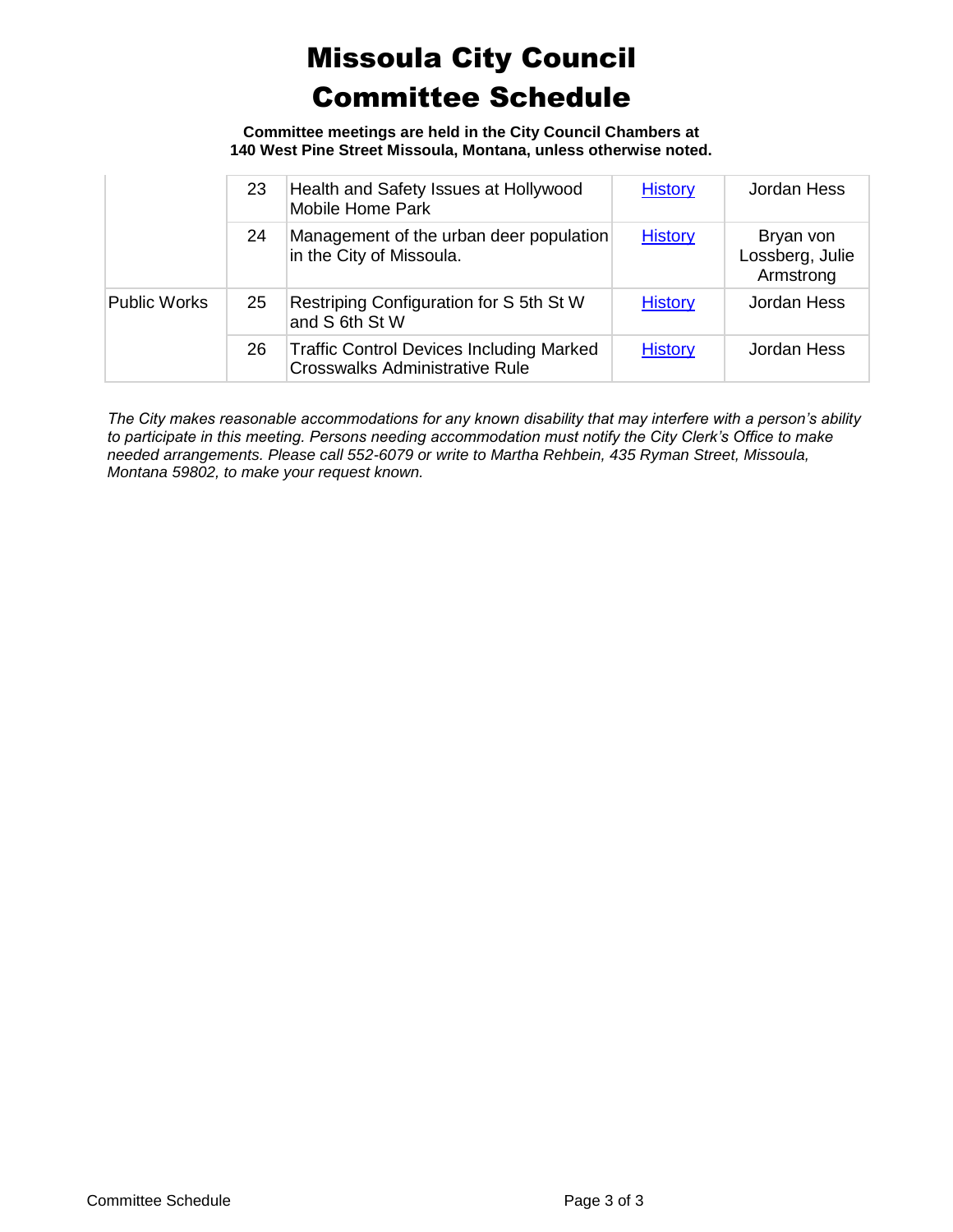# Missoula City Council
# Committee Schedule

**Committee meetings are held in the City Council Chambers at 140 West Pine Street Missoula, Montana, unless otherwise noted.**

| | | | | |
|---|---|---|---|---|
| | 23 | Health and Safety Issues at Hollywood Mobile Home Park | History | Jordan Hess |
| | 24 | Management of the urban deer population in the City of Missoula. | History | Bryan von Lossberg, Julie Armstrong |
| Public Works | 25 | Restriping Configuration for S 5th St W and S 6th St W | History | Jordan Hess |
| | 26 | Traffic Control Devices Including Marked Crosswalks Administrative Rule | History | Jordan Hess |

*The City makes reasonable accommodations for any known disability that may interfere with a person's ability to participate in this meeting. Persons needing accommodation must notify the City Clerk's Office to make needed arrangements. Please call 552-6079 or write to Martha Rehbein, 435 Ryman Street, Missoula, Montana 59802, to make your request known.*